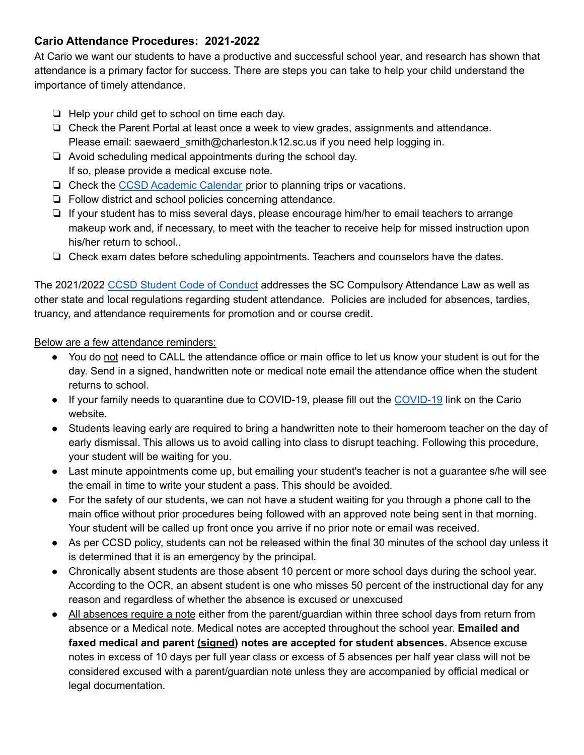### Cario Attendance Procedures: 2021-2022

At Cario we want our students to have a productive and successful school year, and research has shown that attendance is a primary factor for success. There are steps you can take to help your child understand the importance of timely attendance.

- ❏ Help your child get to school on time each day.
- ❏ Check the Parent Portal at least once a week to view grades, assignments and attendance. Please email: saewaerd_smith@charleston.k12.sc.us if you need help logging in.
- ❏ Avoid scheduling medical appointments during the school day. If so, please provide a medical excuse note.
- ❏ Check the [CCSD Academic Calendar]() prior to planning trips or vacations.
- ❏ Follow district and school policies concerning attendance.
- ❏ If your student has to miss several days, please encourage him/her to email teachers to arrange makeup work and, if necessary, to meet with the teacher to receive help for missed instruction upon his/her return to school..
- ❏ Check exam dates before scheduling appointments. Teachers and counselors have the dates.

The 2021/2022 [CCSD Student Code of Conduct]() addresses the SC Compulsory Attendance Law as well as other state and local regulations regarding student attendance. Policies are included for absences, tardies, truancy, and attendance requirements for promotion and or course credit.

<u>Below are a few attendance reminders:</u>

- You do <u>not</u> need to CALL the attendance office or main office to let us know your student is out for the day. Send in a signed, handwritten note or medical note email the attendance office when the student returns to school.
- If your family needs to quarantine due to COVID-19, please fill out the [COVID-19]() link on the Cario website.
- Students leaving early are required to bring a handwritten note to their homeroom teacher on the day of early dismissal. This allows us to avoid calling into class to disrupt teaching. Following this procedure, your student will be waiting for you.
- Last minute appointments come up, but emailing your student's teacher is not a guarantee s/he will see the email in time to write your student a pass. This should be avoided.
- For the safety of our students, we can not have a student waiting for you through a phone call to the main office without prior procedures being followed with an approved note being sent in that morning. Your student will be called up front once you arrive if no prior note or email was received.
- As per CCSD policy, students can not be released within the final 30 minutes of the school day unless it is determined that it is an emergency by the principal.
- Chronically absent students are those absent 10 percent or more school days during the school year. According to the OCR, an absent student is one who misses 50 percent of the instructional day for any reason and regardless of whether the absence is excused or unexcused
- <u>All absences require a note</u> either from the parent/guardian within three school days from return from absence or a Medical note. Medical notes are accepted throughout the school year. **Emailed and faxed medical and parent <u>(signed)</u> notes are accepted for student absences.** Absence excuse notes in excess of 10 days per full year class or excess of 5 absences per half year class will not be considered excused with a parent/guardian note unless they are accompanied by official medical or legal documentation.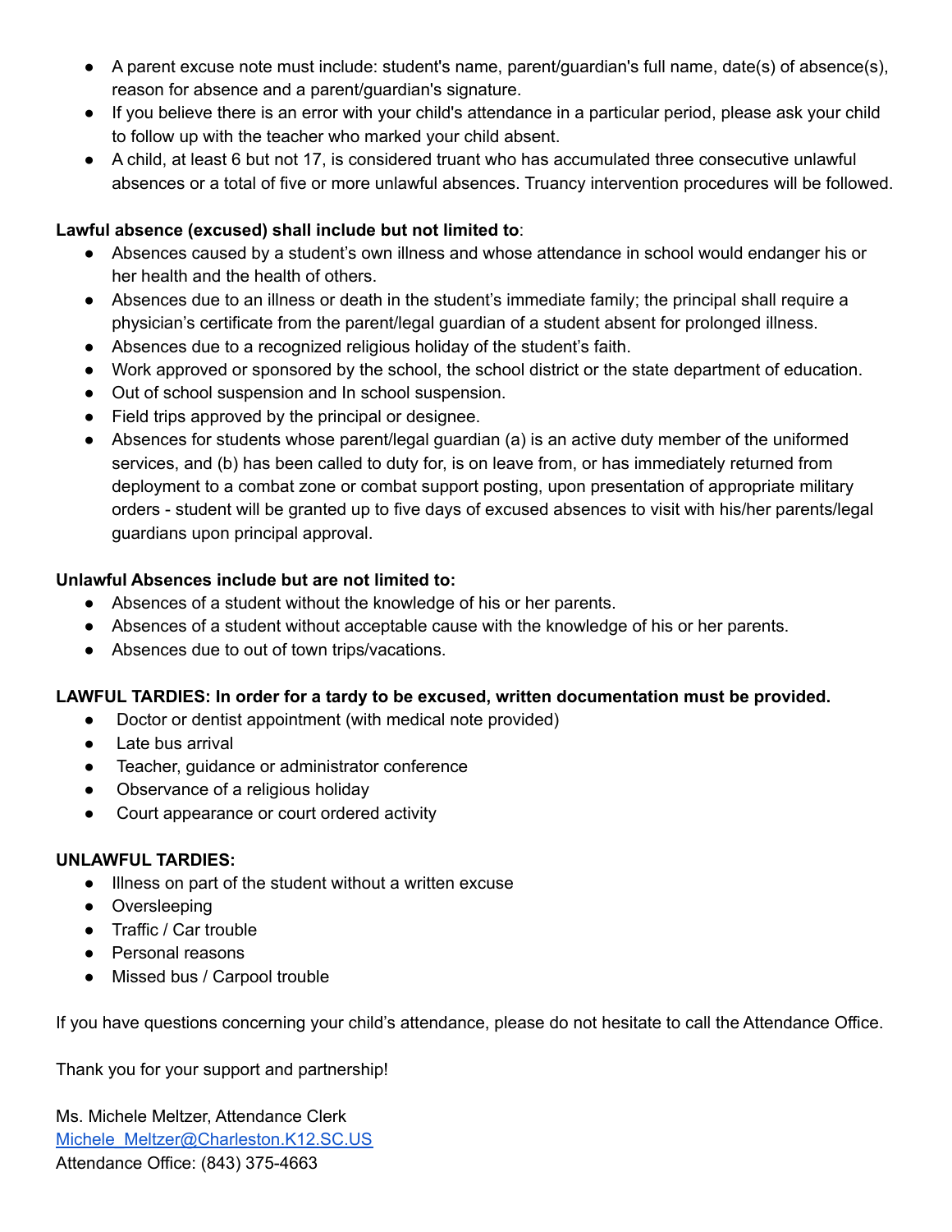- A parent excuse note must include: student's name, parent/guardian's full name, date(s) of absence(s), reason for absence and a parent/guardian's signature.
- If you believe there is an error with your child's attendance in a particular period, please ask your child to follow up with the teacher who marked your child absent.
- A child, at least 6 but not 17, is considered truant who has accumulated three consecutive unlawful absences or a total of five or more unlawful absences. Truancy intervention procedures will be followed.

**Lawful absence (excused) shall include but not limited to**:

- Absences caused by a student's own illness and whose attendance in school would endanger his or her health and the health of others.
- Absences due to an illness or death in the student's immediate family; the principal shall require a physician's certificate from the parent/legal guardian of a student absent for prolonged illness.
- Absences due to a recognized religious holiday of the student's faith.
- Work approved or sponsored by the school, the school district or the state department of education.
- Out of school suspension and In school suspension.
- Field trips approved by the principal or designee.
- Absences for students whose parent/legal guardian (a) is an active duty member of the uniformed services, and (b) has been called to duty for, is on leave from, or has immediately returned from deployment to a combat zone or combat support posting, upon presentation of appropriate military orders - student will be granted up to five days of excused absences to visit with his/her parents/legal guardians upon principal approval.

**Unlawful Absences include but are not limited to:**

- Absences of a student without the knowledge of his or her parents.
- Absences of a student without acceptable cause with the knowledge of his or her parents.
- Absences due to out of town trips/vacations.

**LAWFUL TARDIES: In order for a tardy to be excused, written documentation must be provided.**

- Doctor or dentist appointment (with medical note provided)
- Late bus arrival
- Teacher, guidance or administrator conference
- Observance of a religious holiday
- Court appearance or court ordered activity

**UNLAWFUL TARDIES:**

- Illness on part of the student without a written excuse
- Oversleeping
- Traffic / Car trouble
- Personal reasons
- Missed bus / Carpool trouble

If you have questions concerning your child's attendance, please do not hesitate to call the Attendance Office.

Thank you for your support and partnership!

Ms. Michele Meltzer, Attendance Clerk
Michele_Meltzer@Charleston.K12.SC.US
Attendance Office: (843) 375-4663